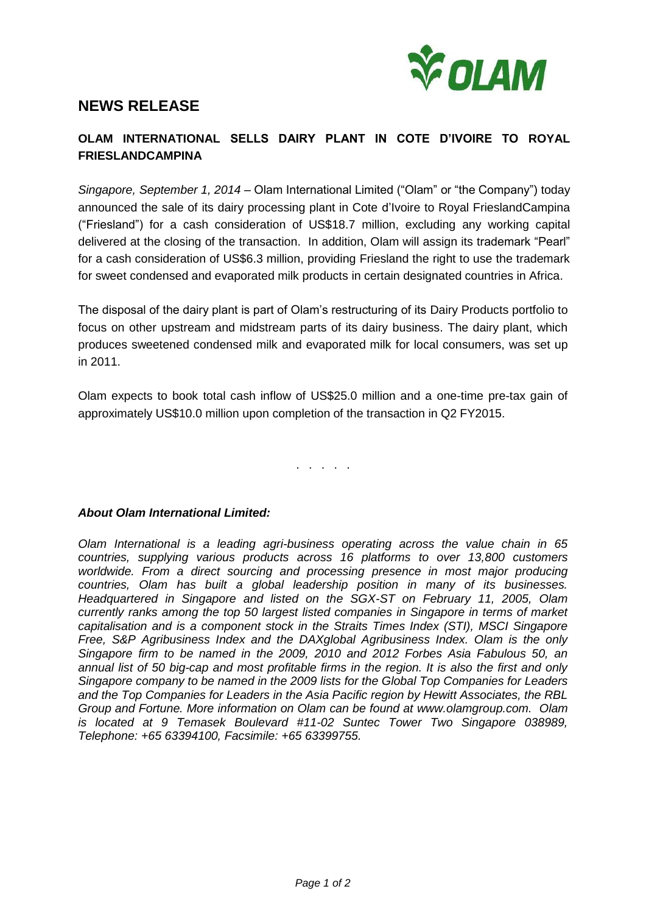# NEWS RELEASE

## OLAM INTERNATIONAL SELLS DAIRY PLANT IN COTE D'IVOIRE TO ROYAL FRIESLANDCAMPINA

*Singapore, September 1, 2014* – Olam International Limited ("Olam" or "the Company") today announced the sale of its dairy processing plant in Cote d'Ivoire to Royal FrieslandCampina ("Friesland") for a cash consideration of US$18.7 million, excluding any working capital delivered at the closing of the transaction. In addition, Olam will assign its trademark "Pearl" for a cash consideration of US$6.3 million, providing Friesland the right to use the trademark for sweet condensed and evaporated milk products in certain designated countries in Africa.

The disposal of the dairy plant is part of Olam's restructuring of its Dairy Products portfolio to focus on other upstream and midstream parts of its dairy business. The dairy plant, which produces sweetened condensed milk and evaporated milk for local consumers, was set up in 2011.

Olam expects to book total cash inflow of US$25.0 million and a one-time pre-tax gain of approximately US$10.0 million upon completion of the transaction in Q2 FY2015.

. . . . .

***About Olam International Limited:***

*Olam International is a leading agri-business operating across the value chain in 65 countries, supplying various products across 16 platforms to over 13,800 customers worldwide. From a direct sourcing and processing presence in most major producing countries, Olam has built a global leadership position in many of its businesses. Headquartered in Singapore and listed on the SGX-ST on February 11, 2005, Olam currently ranks among the top 50 largest listed companies in Singapore in terms of market capitalisation and is a component stock in the Straits Times Index (STI), MSCI Singapore Free, S&P Agribusiness Index and the DAXglobal Agribusiness Index. Olam is the only Singapore firm to be named in the 2009, 2010 and 2012 Forbes Asia Fabulous 50, an annual list of 50 big-cap and most profitable firms in the region. It is also the first and only Singapore company to be named in the 2009 lists for the Global Top Companies for Leaders and the Top Companies for Leaders in the Asia Pacific region by Hewitt Associates, the RBL Group and Fortune. More information on Olam can be found at www.olamgroup.com. Olam is located at 9 Temasek Boulevard #11-02 Suntec Tower Two Singapore 038989, Telephone: +65 63394100, Facsimile: +65 63399755.*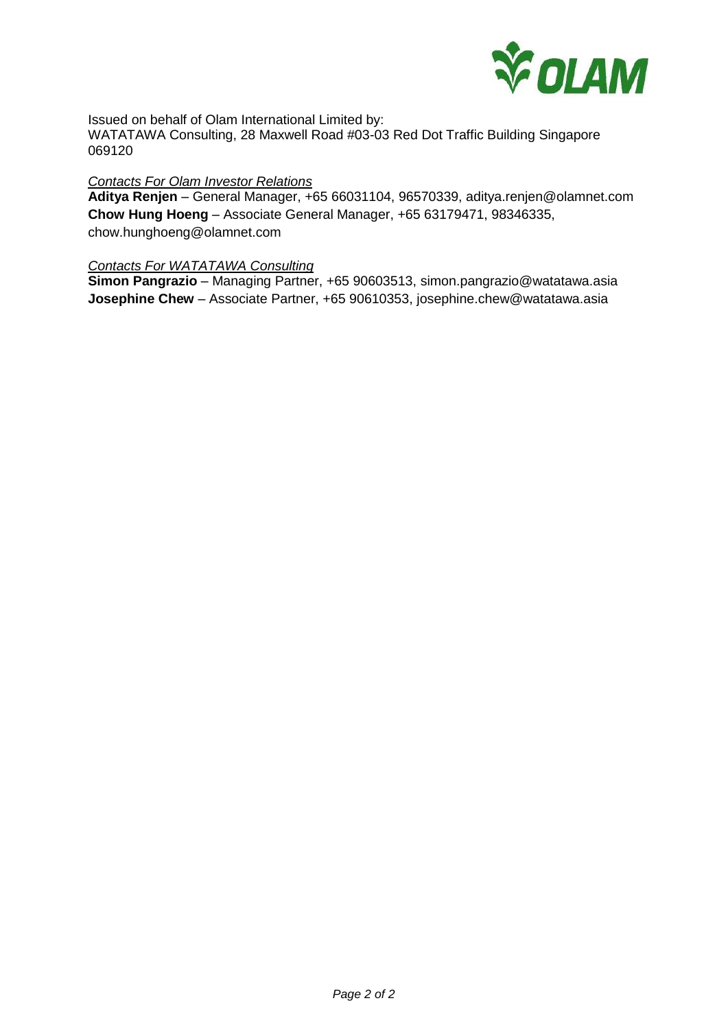Issued on behalf of Olam International Limited by:
WATATAWA Consulting, 28 Maxwell Road #03-03 Red Dot Traffic Building Singapore 069120

*Contacts For Olam Investor Relations*
**Aditya Renjen** – General Manager, +65 66031104, 96570339, aditya.renjen@olamnet.com
**Chow Hung Hoeng** – Associate General Manager, +65 63179471, 98346335, chow.hunghoeng@olamnet.com

*Contacts For WATATAWA Consulting*
**Simon Pangrazio** – Managing Partner, +65 90603513, simon.pangrazio@watatawa.asia
**Josephine Chew** – Associate Partner, +65 90610353, josephine.chew@watatawa.asia